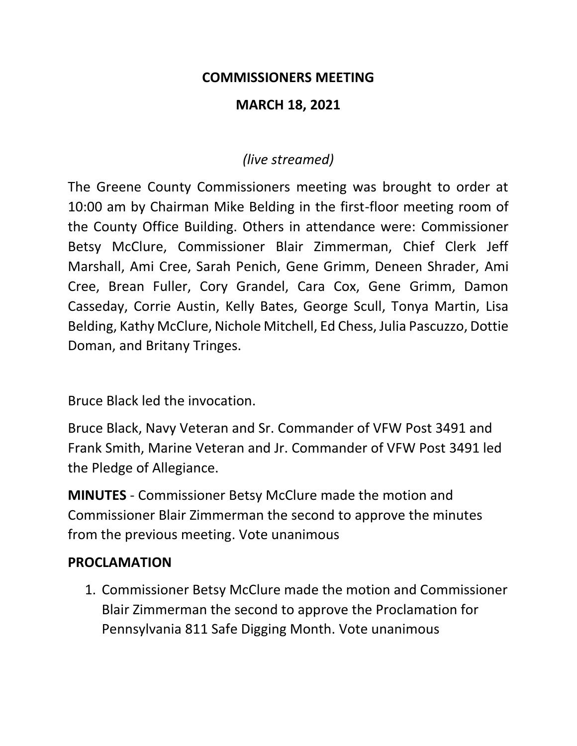# COMMISSIONERS MEETING

## MARCH 18, 2021

*(live streamed)*

The Greene County Commissioners meeting was brought to order at 10:00 am by Chairman Mike Belding in the first-floor meeting room of the County Office Building. Others in attendance were: Commissioner Betsy McClure, Commissioner Blair Zimmerman, Chief Clerk Jeff Marshall, Ami Cree, Sarah Penich, Gene Grimm, Deneen Shrader, Ami Cree, Brean Fuller, Cory Grandel, Cara Cox, Gene Grimm, Damon Casseday, Corrie Austin, Kelly Bates, George Scull, Tonya Martin, Lisa Belding, Kathy McClure, Nichole Mitchell, Ed Chess, Julia Pascuzzo, Dottie Doman, and Britany Tringes.

Bruce Black led the invocation.

Bruce Black, Navy Veteran and Sr. Commander of VFW Post 3491 and Frank Smith, Marine Veteran and Jr. Commander of VFW Post 3491 led the Pledge of Allegiance.

**MINUTES** - Commissioner Betsy McClure made the motion and Commissioner Blair Zimmerman the second to approve the minutes from the previous meeting. Vote unanimous

**PROCLAMATION**

1. Commissioner Betsy McClure made the motion and Commissioner Blair Zimmerman the second to approve the Proclamation for Pennsylvania 811 Safe Digging Month. Vote unanimous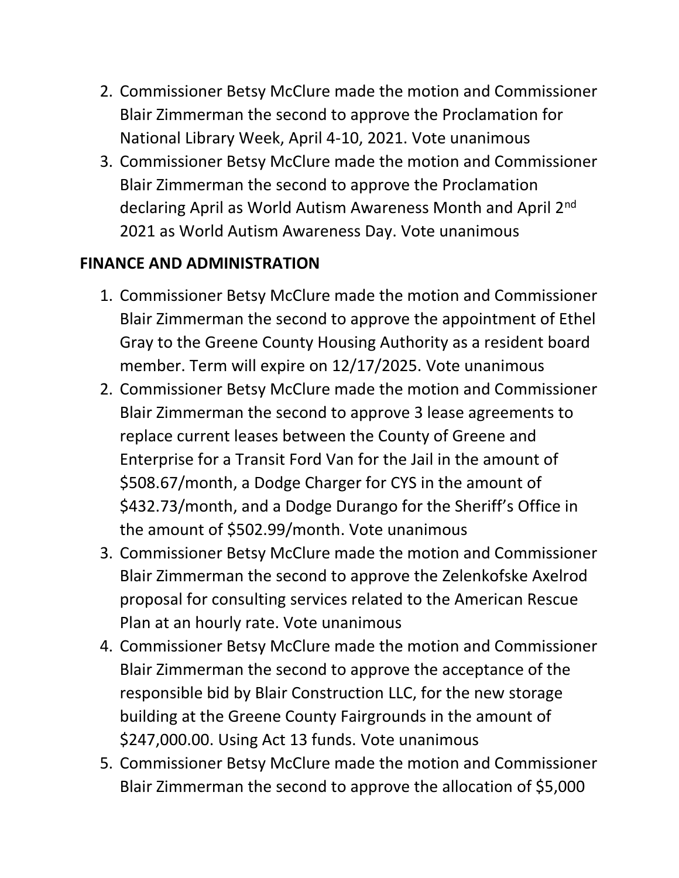2. Commissioner Betsy McClure made the motion and Commissioner Blair Zimmerman the second to approve the Proclamation for National Library Week, April 4-10, 2021. Vote unanimous
3. Commissioner Betsy McClure made the motion and Commissioner Blair Zimmerman the second to approve the Proclamation declaring April as World Autism Awareness Month and April 2nd 2021 as World Autism Awareness Day. Vote unanimous

**FINANCE AND ADMINISTRATION**

1. Commissioner Betsy McClure made the motion and Commissioner Blair Zimmerman the second to approve the appointment of Ethel Gray to the Greene County Housing Authority as a resident board member. Term will expire on 12/17/2025. Vote unanimous
2. Commissioner Betsy McClure made the motion and Commissioner Blair Zimmerman the second to approve 3 lease agreements to replace current leases between the County of Greene and Enterprise for a Transit Ford Van for the Jail in the amount of $508.67/month, a Dodge Charger for CYS in the amount of $432.73/month, and a Dodge Durango for the Sheriff's Office in the amount of $502.99/month. Vote unanimous
3. Commissioner Betsy McClure made the motion and Commissioner Blair Zimmerman the second to approve the Zelenkofske Axelrod proposal for consulting services related to the American Rescue Plan at an hourly rate. Vote unanimous
4. Commissioner Betsy McClure made the motion and Commissioner Blair Zimmerman the second to approve the acceptance of the responsible bid by Blair Construction LLC, for the new storage building at the Greene County Fairgrounds in the amount of $247,000.00. Using Act 13 funds. Vote unanimous
5. Commissioner Betsy McClure made the motion and Commissioner Blair Zimmerman the second to approve the allocation of $5,000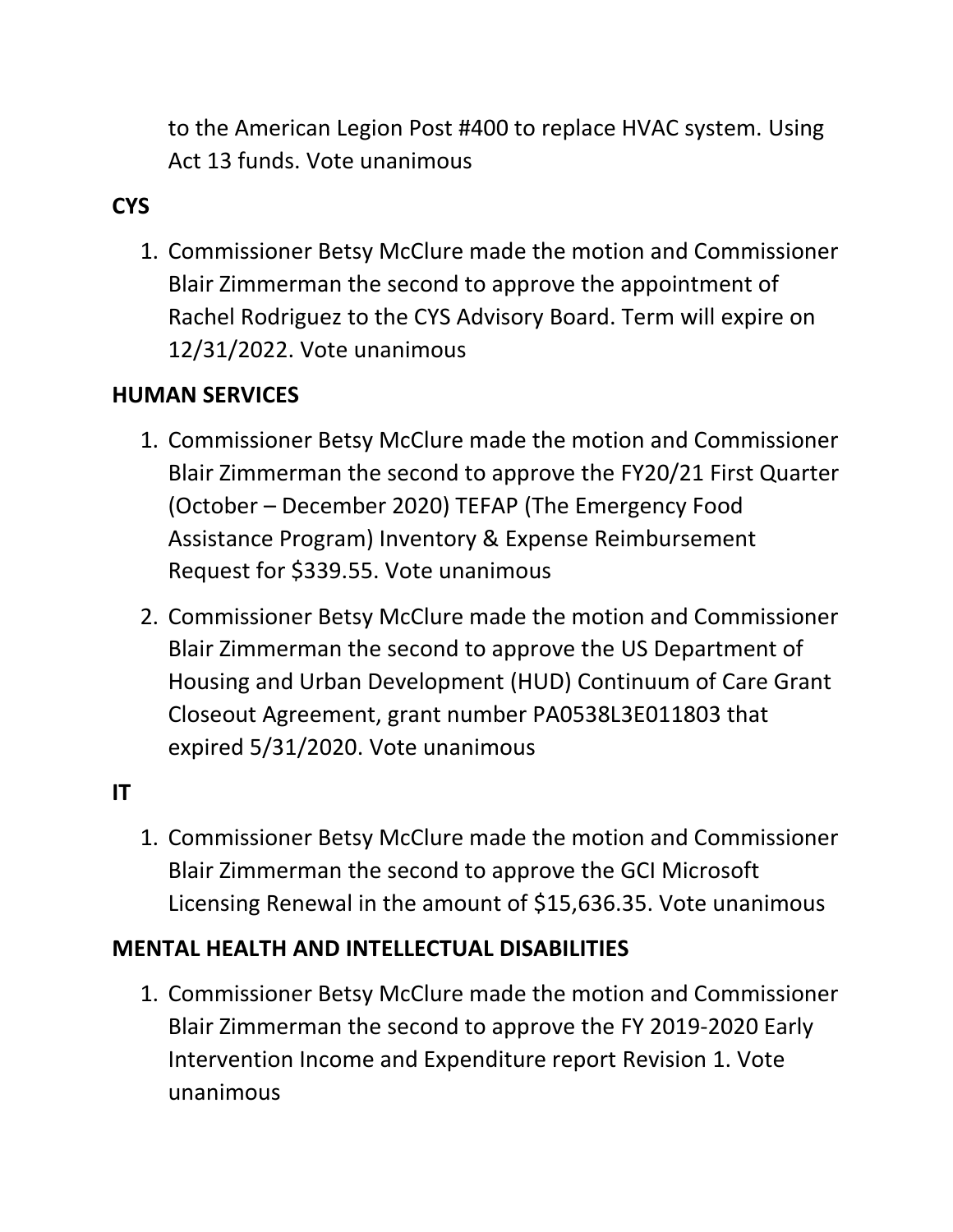to the American Legion Post #400 to replace HVAC system. Using Act 13 funds. Vote unanimous

**CYS**

1. Commissioner Betsy McClure made the motion and Commissioner Blair Zimmerman the second to approve the appointment of Rachel Rodriguez to the CYS Advisory Board. Term will expire on 12/31/2022. Vote unanimous

**HUMAN SERVICES**

1. Commissioner Betsy McClure made the motion and Commissioner Blair Zimmerman the second to approve the FY20/21 First Quarter (October – December 2020) TEFAP (The Emergency Food Assistance Program) Inventory & Expense Reimbursement Request for $339.55. Vote unanimous
2. Commissioner Betsy McClure made the motion and Commissioner Blair Zimmerman the second to approve the US Department of Housing and Urban Development (HUD) Continuum of Care Grant Closeout Agreement, grant number PA0538L3E011803 that expired 5/31/2020. Vote unanimous

**IT**

1. Commissioner Betsy McClure made the motion and Commissioner Blair Zimmerman the second to approve the GCI Microsoft Licensing Renewal in the amount of $15,636.35. Vote unanimous

**MENTAL HEALTH AND INTELLECTUAL DISABILITIES**

1. Commissioner Betsy McClure made the motion and Commissioner Blair Zimmerman the second to approve the FY 2019-2020 Early Intervention Income and Expenditure report Revision 1. Vote unanimous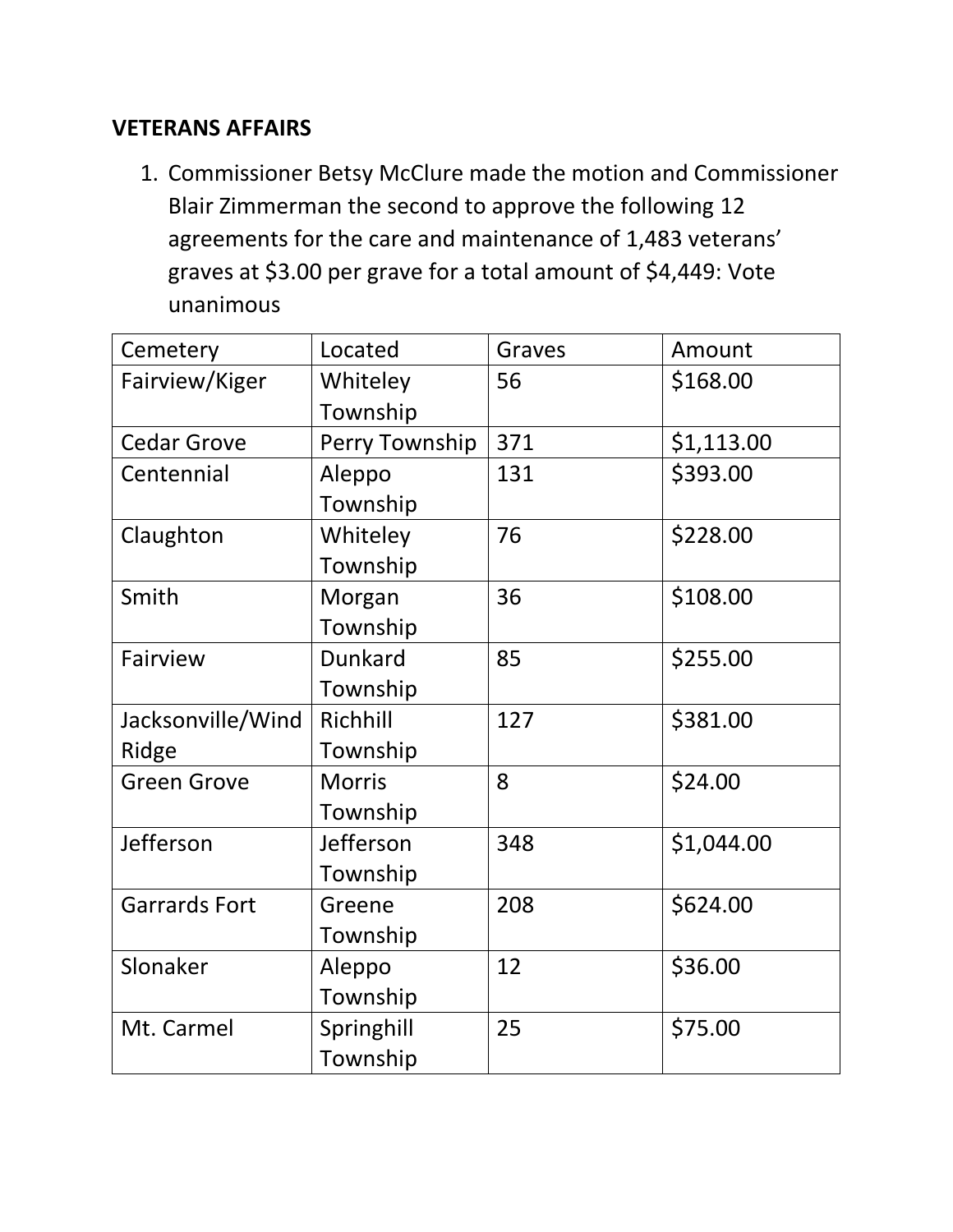**VETERANS AFFAIRS**

1. Commissioner Betsy McClure made the motion and Commissioner Blair Zimmerman the second to approve the following 12 agreements for the care and maintenance of 1,483 veterans' graves at $3.00 per grave for a total amount of $4,449: Vote unanimous

| Cemetery | Located | Graves | Amount |
|---|---|---|---|
| Fairview/Kiger | Whiteley Township | 56 | $168.00 |
| Cedar Grove | Perry Township | 371 | $1,113.00 |
| Centennial | Aleppo Township | 131 | $393.00 |
| Claughton | Whiteley Township | 76 | $228.00 |
| Smith | Morgan Township | 36 | $108.00 |
| Fairview | Dunkard Township | 85 | $255.00 |
| Jacksonville/Wind Ridge | Richhill Township | 127 | $381.00 |
| Green Grove | Morris Township | 8 | $24.00 |
| Jefferson | Jefferson Township | 348 | $1,044.00 |
| Garrards Fort | Greene Township | 208 | $624.00 |
| Slonaker | Aleppo Township | 12 | $36.00 |
| Mt. Carmel | Springhill Township | 25 | $75.00 |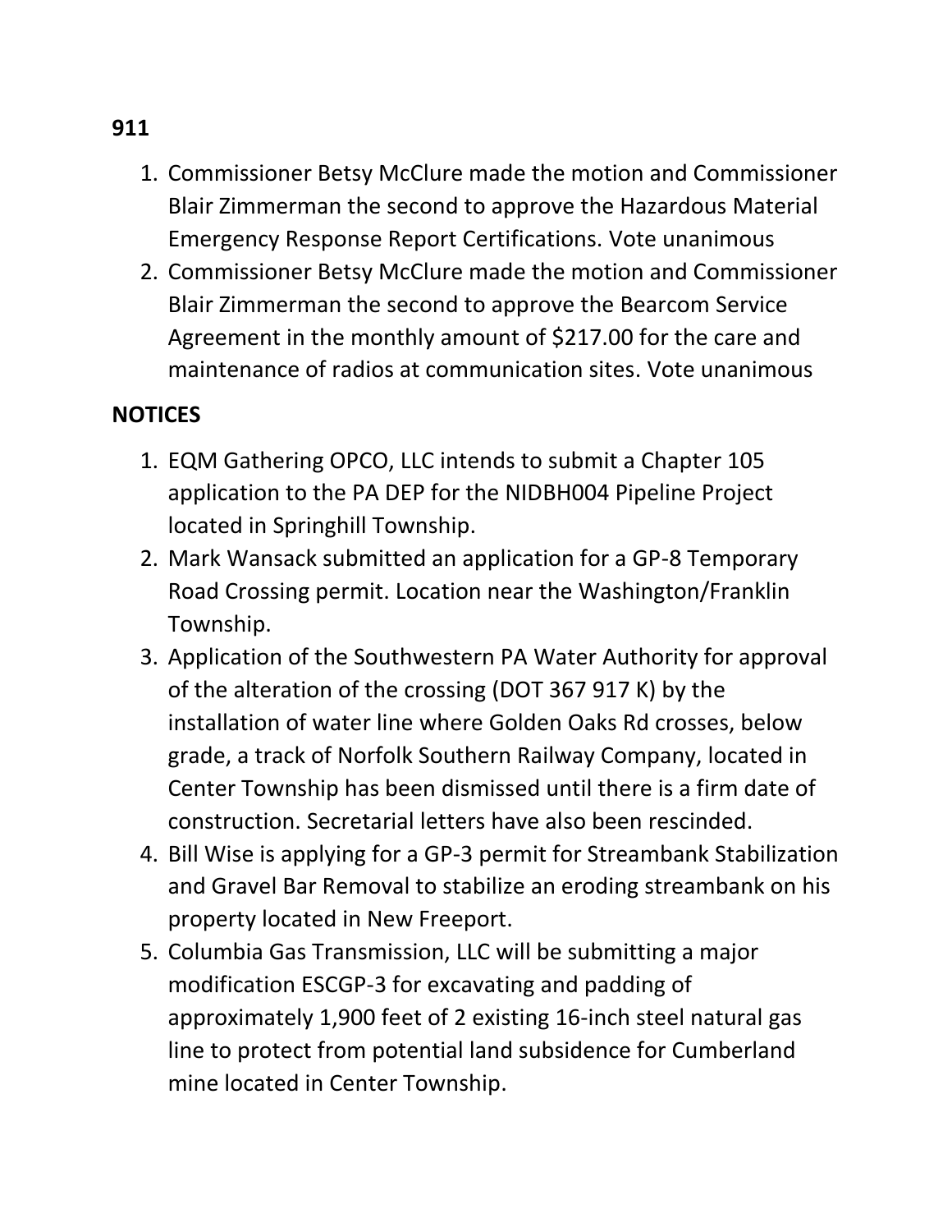**911**

1. Commissioner Betsy McClure made the motion and Commissioner Blair Zimmerman the second to approve the Hazardous Material Emergency Response Report Certifications. Vote unanimous
2. Commissioner Betsy McClure made the motion and Commissioner Blair Zimmerman the second to approve the Bearcom Service Agreement in the monthly amount of $217.00 for the care and maintenance of radios at communication sites. Vote unanimous

**NOTICES**

1. EQM Gathering OPCO, LLC intends to submit a Chapter 105 application to the PA DEP for the NIDBH004 Pipeline Project located in Springhill Township.
2. Mark Wansack submitted an application for a GP-8 Temporary Road Crossing permit. Location near the Washington/Franklin Township.
3. Application of the Southwestern PA Water Authority for approval of the alteration of the crossing (DOT 367 917 K) by the installation of water line where Golden Oaks Rd crosses, below grade, a track of Norfolk Southern Railway Company, located in Center Township has been dismissed until there is a firm date of construction. Secretarial letters have also been rescinded.
4. Bill Wise is applying for a GP-3 permit for Streambank Stabilization and Gravel Bar Removal to stabilize an eroding streambank on his property located in New Freeport.
5. Columbia Gas Transmission, LLC will be submitting a major modification ESCGP-3 for excavating and padding of approximately 1,900 feet of 2 existing 16-inch steel natural gas line to protect from potential land subsidence for Cumberland mine located in Center Township.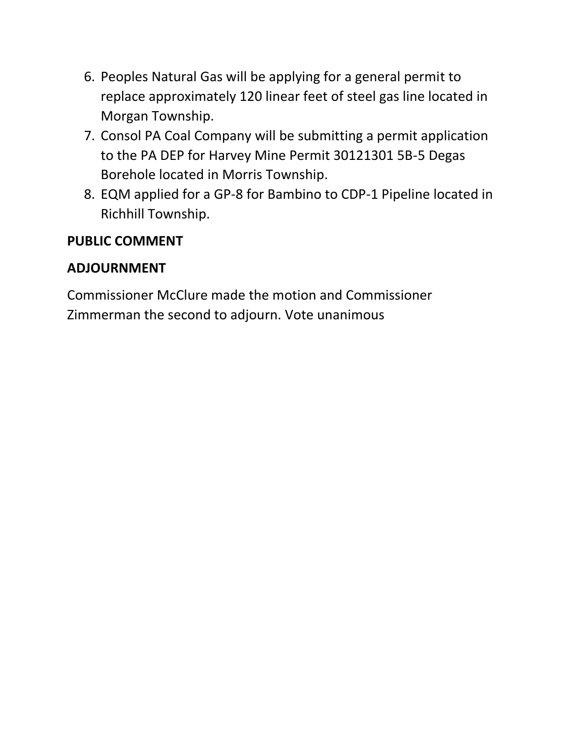6. Peoples Natural Gas will be applying for a general permit to replace approximately 120 linear feet of steel gas line located in Morgan Township.
7. Consol PA Coal Company will be submitting a permit application to the PA DEP for Harvey Mine Permit 30121301 5B-5 Degas Borehole located in Morris Township.
8. EQM applied for a GP-8 for Bambino to CDP-1 Pipeline located in Richhill Township.

**PUBLIC COMMENT**

**ADJOURNMENT**

Commissioner McClure made the motion and Commissioner Zimmerman the second to adjourn. Vote unanimous